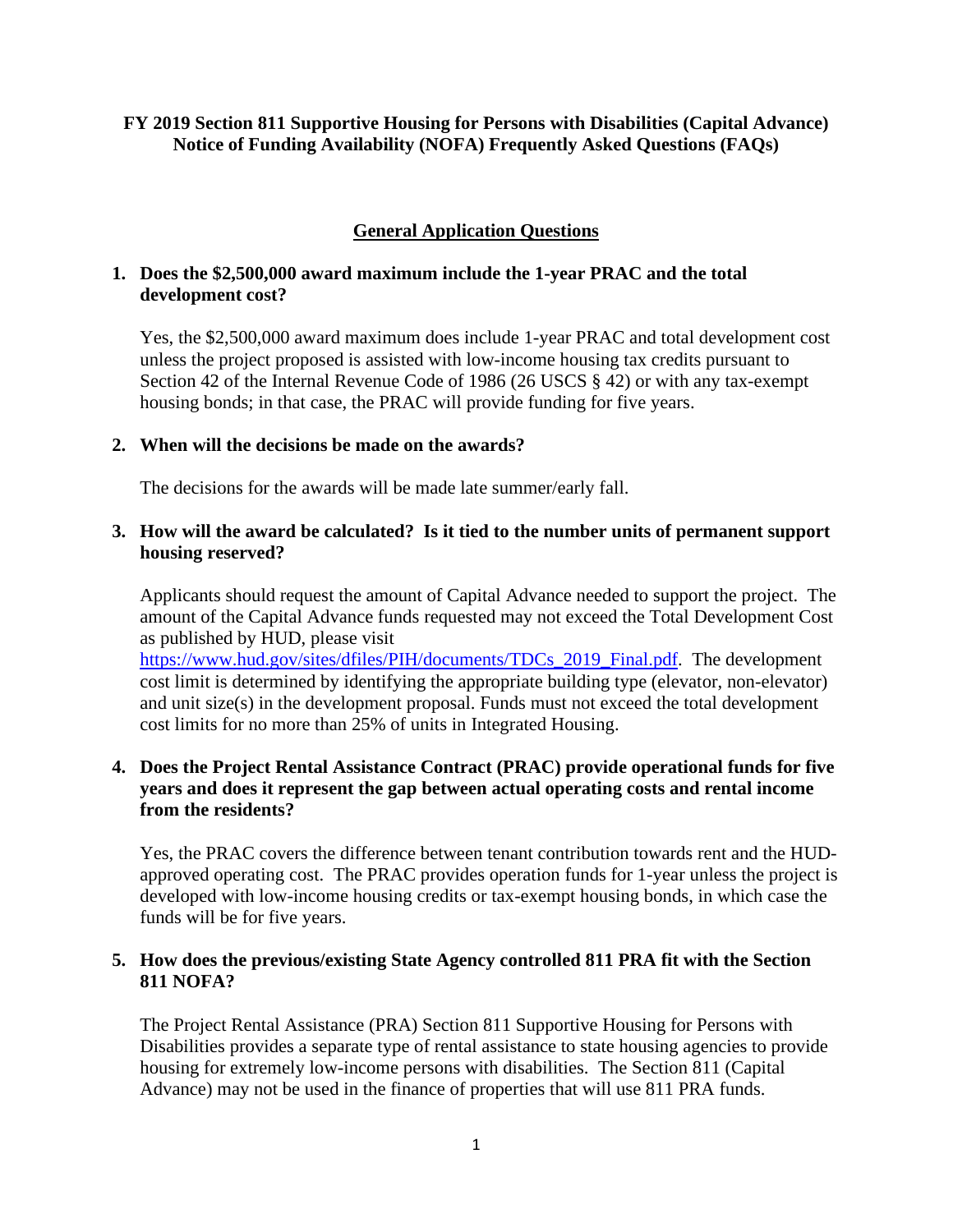# FY 2019 Section 811 Supportive Housing for Persons with Disabilities (Capital Advance) Notice of Funding Availability (NOFA) Frequently Asked Questions (FAQs)

## General Application Questions

**1. Does the $2,500,000 award maximum include the 1-year PRAC and the total development cost?**

Yes, the $2,500,000 award maximum does include 1-year PRAC and total development cost unless the project proposed is assisted with low-income housing tax credits pursuant to Section 42 of the Internal Revenue Code of 1986 (26 USCS § 42) or with any tax-exempt housing bonds; in that case, the PRAC will provide funding for five years.

**2. When will the decisions be made on the awards?**

The decisions for the awards will be made late summer/early fall.

**3. How will the award be calculated? Is it tied to the number units of permanent support housing reserved?**

Applicants should request the amount of Capital Advance needed to support the project. The amount of the Capital Advance funds requested may not exceed the Total Development Cost as published by HUD, please visit [https://www.hud.gov/sites/dfiles/PIH/documents/TDCs_2019_Final.pdf](https://www.hud.gov/sites/dfiles/PIH/documents/TDCs_2019_Final.pdf). The development cost limit is determined by identifying the appropriate building type (elevator, non-elevator) and unit size(s) in the development proposal. Funds must not exceed the total development cost limits for no more than 25% of units in Integrated Housing.

**4. Does the Project Rental Assistance Contract (PRAC) provide operational funds for five years and does it represent the gap between actual operating costs and rental income from the residents?**

Yes, the PRAC covers the difference between tenant contribution towards rent and the HUD-approved operating cost. The PRAC provides operation funds for 1-year unless the project is developed with low-income housing credits or tax-exempt housing bonds, in which case the funds will be for five years.

**5. How does the previous/existing State Agency controlled 811 PRA fit with the Section 811 NOFA?**

The Project Rental Assistance (PRA) Section 811 Supportive Housing for Persons with Disabilities provides a separate type of rental assistance to state housing agencies to provide housing for extremely low-income persons with disabilities. The Section 811 (Capital Advance) may not be used in the finance of properties that will use 811 PRA funds.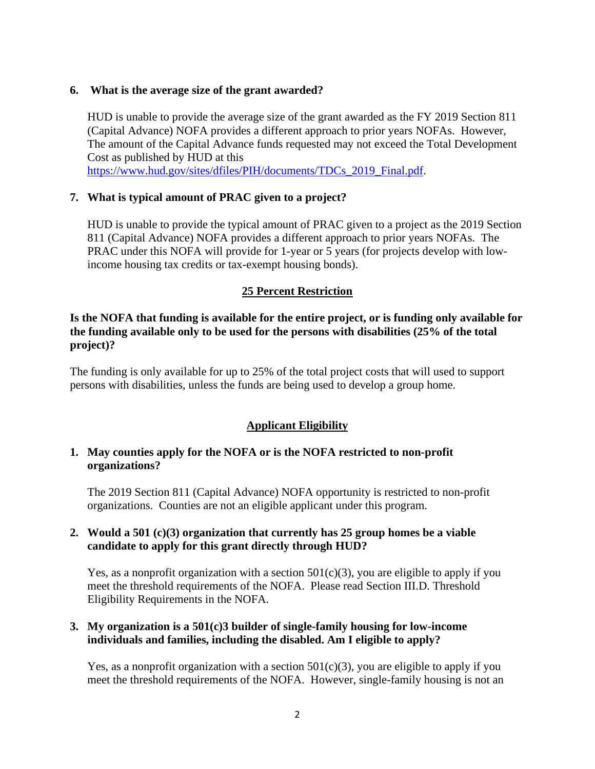**6. What is the average size of the grant awarded?**

HUD is unable to provide the average size of the grant awarded as the FY 2019 Section 811 (Capital Advance) NOFA provides a different approach to prior years NOFAs. However, The amount of the Capital Advance funds requested may not exceed the Total Development Cost as published by HUD at this https://www.hud.gov/sites/dfiles/PIH/documents/TDCs_2019_Final.pdf.

**7. What is typical amount of PRAC given to a project?**

HUD is unable to provide the typical amount of PRAC given to a project as the 2019 Section 811 (Capital Advance) NOFA provides a different approach to prior years NOFAs. The PRAC under this NOFA will provide for 1-year or 5 years (for projects develop with low-income housing tax credits or tax-exempt housing bonds).

## 25 Percent Restriction

**Is the NOFA that funding is available for the entire project, or is funding only available for the funding available only to be used for the persons with disabilities (25% of the total project)?**

The funding is only available for up to 25% of the total project costs that will used to support persons with disabilities, unless the funds are being used to develop a group home.

## Applicant Eligibility

**1. May counties apply for the NOFA or is the NOFA restricted to non-profit organizations?**

The 2019 Section 811 (Capital Advance) NOFA opportunity is restricted to non-profit organizations. Counties are not an eligible applicant under this program.

**2. Would a 501 (c)(3) organization that currently has 25 group homes be a viable candidate to apply for this grant directly through HUD?**

Yes, as a nonprofit organization with a section 501(c)(3), you are eligible to apply if you meet the threshold requirements of the NOFA. Please read Section III.D. Threshold Eligibility Requirements in the NOFA.

**3. My organization is a 501(c)3 builder of single-family housing for low-income individuals and families, including the disabled. Am I eligible to apply?**

Yes, as a nonprofit organization with a section 501(c)(3), you are eligible to apply if you meet the threshold requirements of the NOFA. However, single-family housing is not an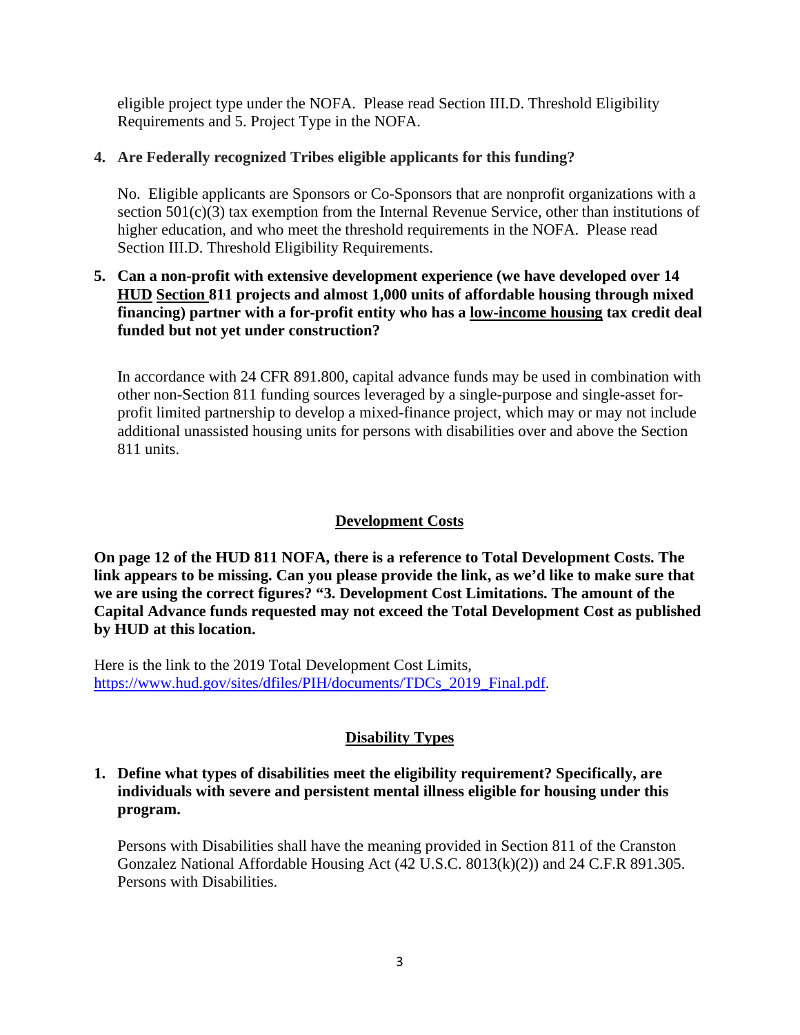eligible project type under the NOFA. Please read Section III.D. Threshold Eligibility Requirements and 5. Project Type in the NOFA.

4. **Are Federally recognized Tribes eligible applicants for this funding?**

   No. Eligible applicants are Sponsors or Co-Sponsors that are nonprofit organizations with a section 501(c)(3) tax exemption from the Internal Revenue Service, other than institutions of higher education, and who meet the threshold requirements in the NOFA. Please read Section III.D. Threshold Eligibility Requirements.

5. **Can a non-profit with extensive development experience (we have developed over 14 HUD Section 811 projects and almost 1,000 units of affordable housing through mixed financing) partner with a for-profit entity who has a low-income housing tax credit deal funded but not yet under construction?**

   In accordance with 24 CFR 891.800, capital advance funds may be used in combination with other non-Section 811 funding sources leveraged by a single-purpose and single-asset for-profit limited partnership to develop a mixed-finance project, which may or may not include additional unassisted housing units for persons with disabilities over and above the Section 811 units.

## Development Costs

**On page 12 of the HUD 811 NOFA, there is a reference to Total Development Costs. The link appears to be missing. Can you please provide the link, as we'd like to make sure that we are using the correct figures? "3. Development Cost Limitations. The amount of the Capital Advance funds requested may not exceed the Total Development Cost as published by HUD at this location.**

Here is the link to the 2019 Total Development Cost Limits, https://www.hud.gov/sites/dfiles/PIH/documents/TDCs_2019_Final.pdf.

## Disability Types

1. **Define what types of disabilities meet the eligibility requirement? Specifically, are individuals with severe and persistent mental illness eligible for housing under this program.**

   Persons with Disabilities shall have the meaning provided in Section 811 of the Cranston Gonzalez National Affordable Housing Act (42 U.S.C. 8013(k)(2)) and 24 C.F.R 891.305. Persons with Disabilities.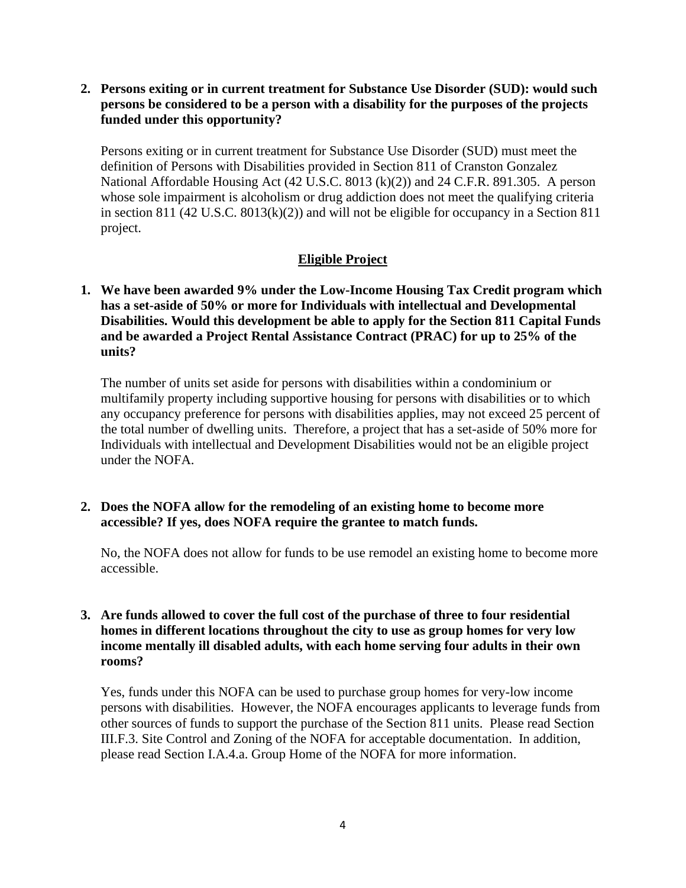**2. Persons exiting or in current treatment for Substance Use Disorder (SUD): would such persons be considered to be a person with a disability for the purposes of the projects funded under this opportunity?**

Persons exiting or in current treatment for Substance Use Disorder (SUD) must meet the definition of Persons with Disabilities provided in Section 811 of Cranston Gonzalez National Affordable Housing Act (42 U.S.C. 8013 (k)(2)) and 24 C.F.R. 891.305. A person whose sole impairment is alcoholism or drug addiction does not meet the qualifying criteria in section 811 (42 U.S.C. 8013(k)(2)) and will not be eligible for occupancy in a Section 811 project.

## Eligible Project

**1. We have been awarded 9% under the Low-Income Housing Tax Credit program which has a set-aside of 50% or more for Individuals with intellectual and Developmental Disabilities. Would this development be able to apply for the Section 811 Capital Funds and be awarded a Project Rental Assistance Contract (PRAC) for up to 25% of the units?**

The number of units set aside for persons with disabilities within a condominium or multifamily property including supportive housing for persons with disabilities or to which any occupancy preference for persons with disabilities applies, may not exceed 25 percent of the total number of dwelling units. Therefore, a project that has a set-aside of 50% more for Individuals with intellectual and Development Disabilities would not be an eligible project under the NOFA.

**2. Does the NOFA allow for the remodeling of an existing home to become more accessible? If yes, does NOFA require the grantee to match funds.**

No, the NOFA does not allow for funds to be use remodel an existing home to become more accessible.

**3. Are funds allowed to cover the full cost of the purchase of three to four residential homes in different locations throughout the city to use as group homes for very low income mentally ill disabled adults, with each home serving four adults in their own rooms?**

Yes, funds under this NOFA can be used to purchase group homes for very-low income persons with disabilities. However, the NOFA encourages applicants to leverage funds from other sources of funds to support the purchase of the Section 811 units. Please read Section III.F.3. Site Control and Zoning of the NOFA for acceptable documentation. In addition, please read Section I.A.4.a. Group Home of the NOFA for more information.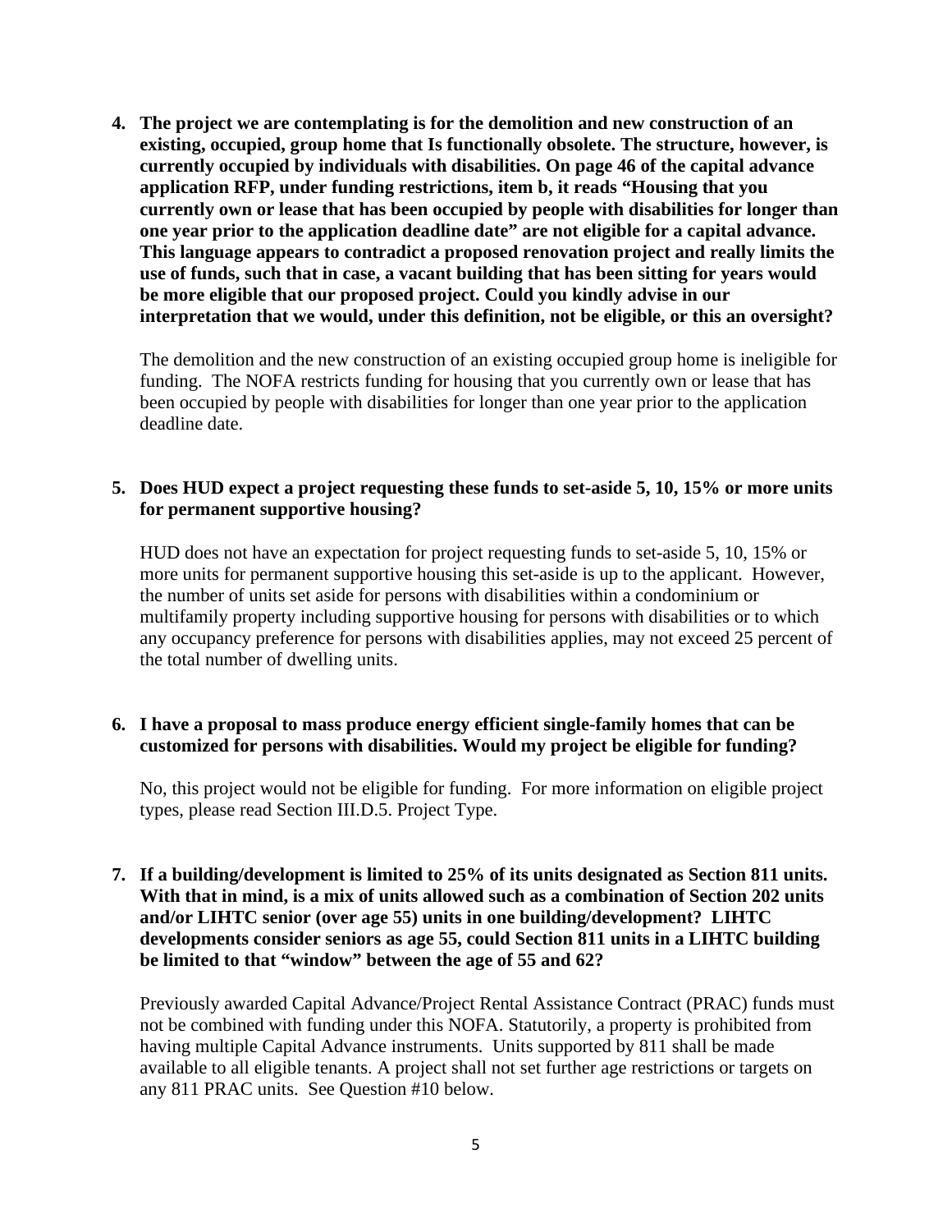**4. The project we are contemplating is for the demolition and new construction of an existing, occupied, group home that Is functionally obsolete. The structure, however, is currently occupied by individuals with disabilities. On page 46 of the capital advance application RFP, under funding restrictions, item b, it reads "Housing that you currently own or lease that has been occupied by people with disabilities for longer than one year prior to the application deadline date" are not eligible for a capital advance. This language appears to contradict a proposed renovation project and really limits the use of funds, such that in case, a vacant building that has been sitting for years would be more eligible that our proposed project. Could you kindly advise in our interpretation that we would, under this definition, not be eligible, or this an oversight?**

The demolition and the new construction of an existing occupied group home is ineligible for funding. The NOFA restricts funding for housing that you currently own or lease that has been occupied by people with disabilities for longer than one year prior to the application deadline date.

**5. Does HUD expect a project requesting these funds to set-aside 5, 10, 15% or more units for permanent supportive housing?**

HUD does not have an expectation for project requesting funds to set-aside 5, 10, 15% or more units for permanent supportive housing this set-aside is up to the applicant. However, the number of units set aside for persons with disabilities within a condominium or multifamily property including supportive housing for persons with disabilities or to which any occupancy preference for persons with disabilities applies, may not exceed 25 percent of the total number of dwelling units.

**6. I have a proposal to mass produce energy efficient single-family homes that can be customized for persons with disabilities. Would my project be eligible for funding?**

No, this project would not be eligible for funding. For more information on eligible project types, please read Section III.D.5. Project Type.

**7. If a building/development is limited to 25% of its units designated as Section 811 units. With that in mind, is a mix of units allowed such as a combination of Section 202 units and/or LIHTC senior (over age 55) units in one building/development? LIHTC developments consider seniors as age 55, could Section 811 units in a LIHTC building be limited to that "window" between the age of 55 and 62?**

Previously awarded Capital Advance/Project Rental Assistance Contract (PRAC) funds must not be combined with funding under this NOFA. Statutorily, a property is prohibited from having multiple Capital Advance instruments. Units supported by 811 shall be made available to all eligible tenants. A project shall not set further age restrictions or targets on any 811 PRAC units. See Question #10 below.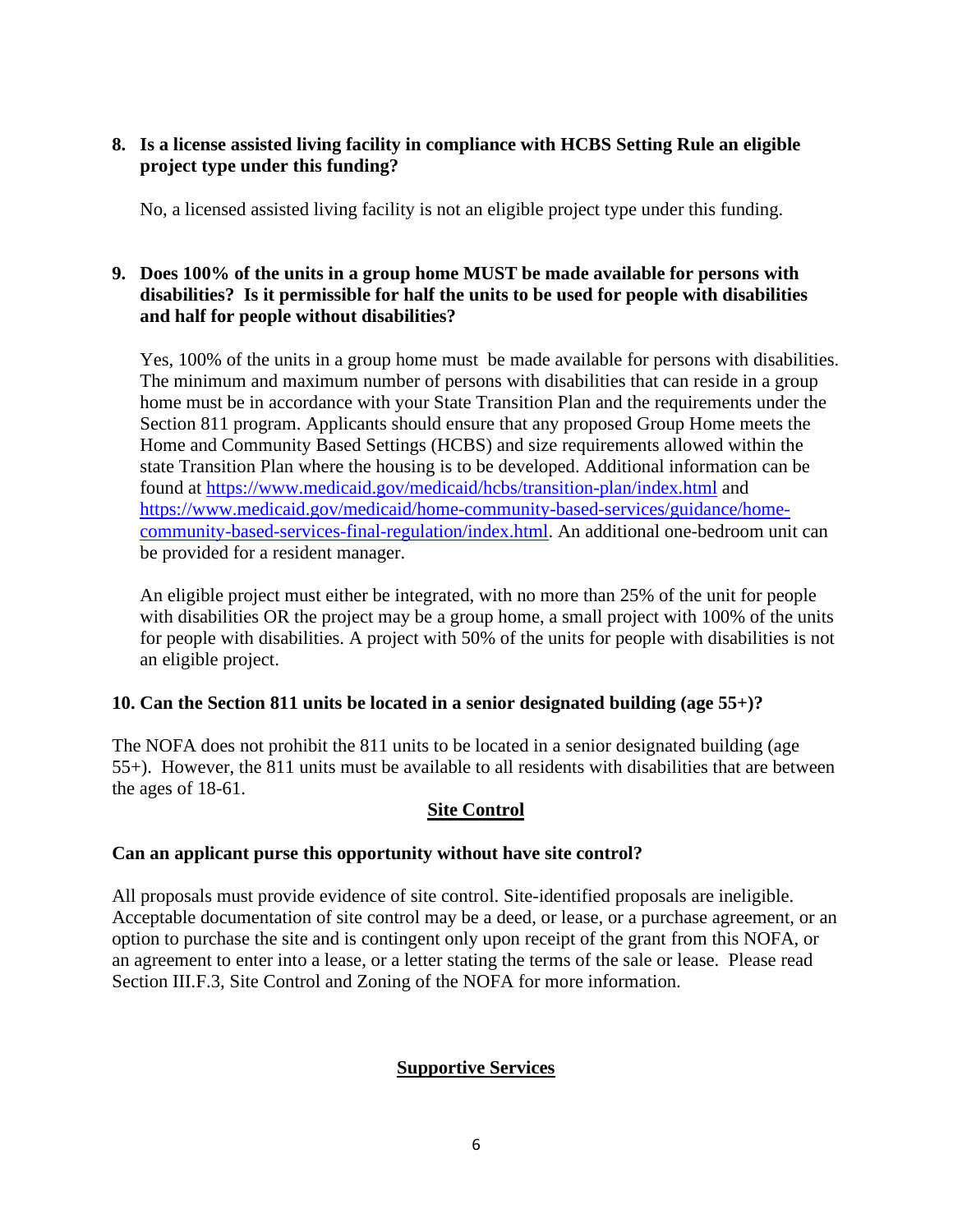**8. Is a license assisted living facility in compliance with HCBS Setting Rule an eligible project type under this funding?**

No, a licensed assisted living facility is not an eligible project type under this funding.

**9. Does 100% of the units in a group home MUST be made available for persons with disabilities? Is it permissible for half the units to be used for people with disabilities and half for people without disabilities?**

Yes, 100% of the units in a group home must be made available for persons with disabilities. The minimum and maximum number of persons with disabilities that can reside in a group home must be in accordance with your State Transition Plan and the requirements under the Section 811 program. Applicants should ensure that any proposed Group Home meets the Home and Community Based Settings (HCBS) and size requirements allowed within the state Transition Plan where the housing is to be developed. Additional information can be found at [https://www.medicaid.gov/medicaid/hcbs/transition-plan/index.html](https://www.medicaid.gov/medicaid/hcbs/transition-plan/index.html) and [https://www.medicaid.gov/medicaid/home-community-based-services/guidance/home-community-based-services-final-regulation/index.html](https://www.medicaid.gov/medicaid/home-community-based-services/guidance/home-community-based-services-final-regulation/index.html). An additional one-bedroom unit can be provided for a resident manager.

An eligible project must either be integrated, with no more than 25% of the unit for people with disabilities OR the project may be a group home, a small project with 100% of the units for people with disabilities. A project with 50% of the units for people with disabilities is not an eligible project.

**10. Can the Section 811 units be located in a senior designated building (age 55+)?**

The NOFA does not prohibit the 811 units to be located in a senior designated building (age 55+). However, the 811 units must be available to all residents with disabilities that are between the ages of 18-61.

## Site Control

**Can an applicant purse this opportunity without have site control?**

All proposals must provide evidence of site control. Site-identified proposals are ineligible. Acceptable documentation of site control may be a deed, or lease, or a purchase agreement, or an option to purchase the site and is contingent only upon receipt of the grant from this NOFA, or an agreement to enter into a lease, or a letter stating the terms of the sale or lease. Please read Section III.F.3, Site Control and Zoning of the NOFA for more information.

## Supportive Services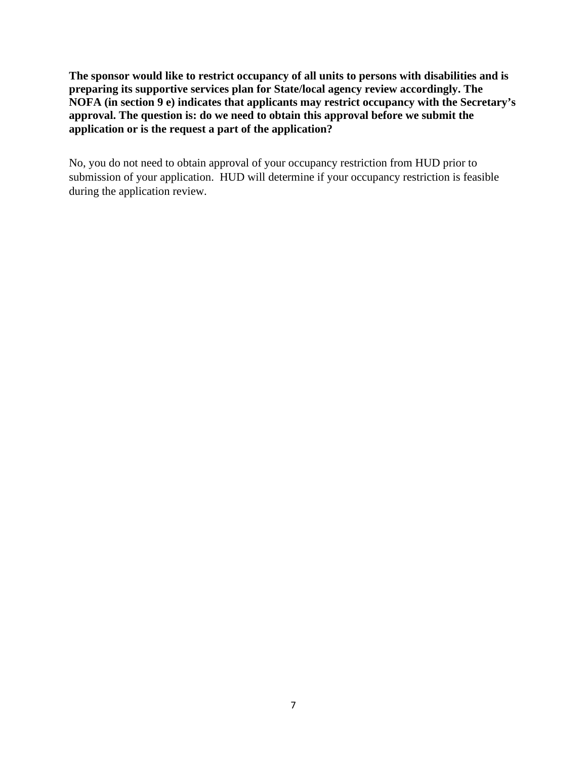**The sponsor would like to restrict occupancy of all units to persons with disabilities and is preparing its supportive services plan for State/local agency review accordingly. The NOFA (in section 9 e) indicates that applicants may restrict occupancy with the Secretary's approval. The question is: do we need to obtain this approval before we submit the application or is the request a part of the application?**

No, you do not need to obtain approval of your occupancy restriction from HUD prior to submission of your application. HUD will determine if your occupancy restriction is feasible during the application review.